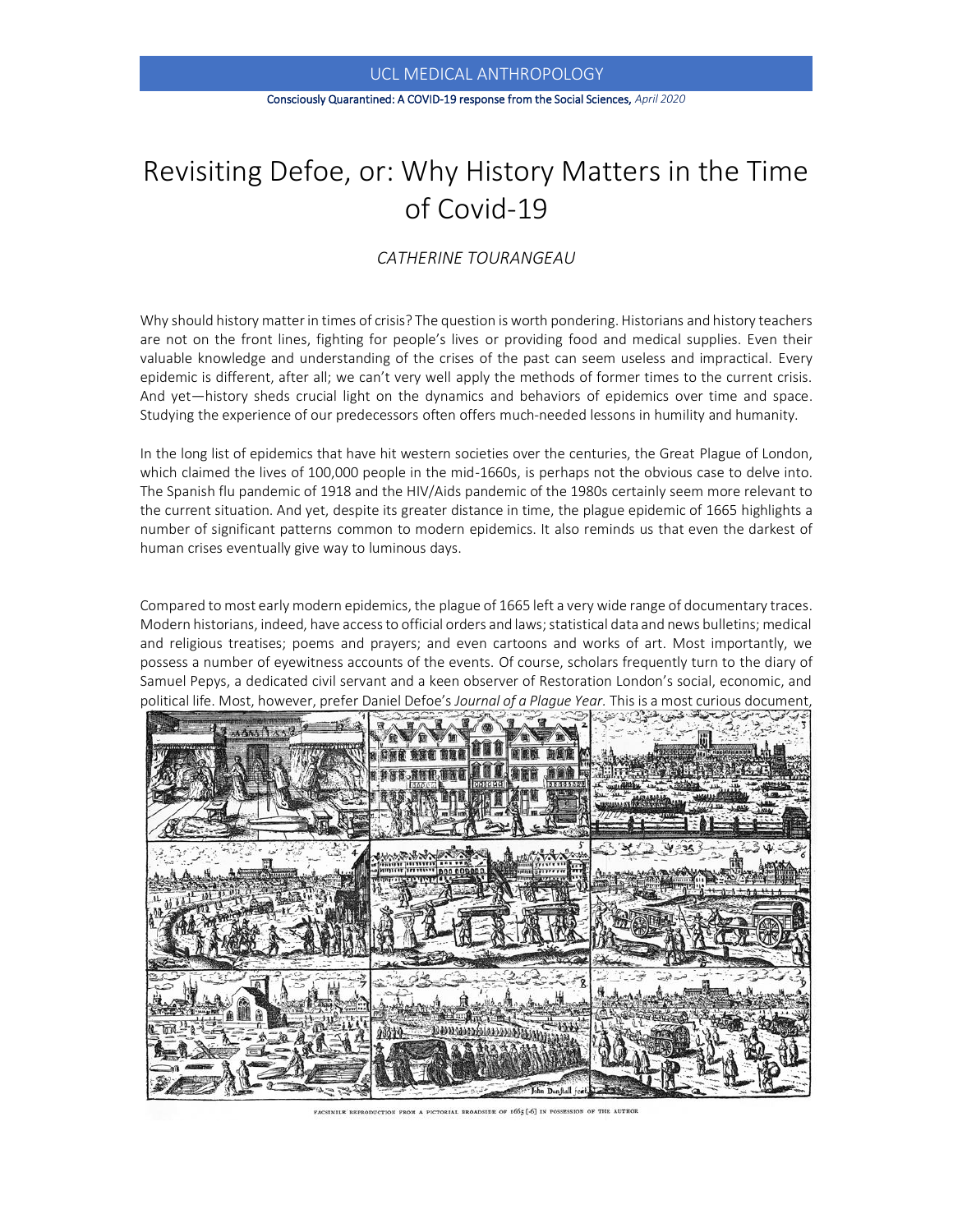UCL MEDICAL ANTHROPOLOGY

Consciously Quarantined: A COVID-19 response from the Social Sciences, *April 2020*

# Revisiting Defoe, or: Why History Matters in the Time of Covid-19

*CATHERINE TOURANGEAU*

Why should history matter in times of crisis? The question is worth pondering. Historians and history teachers are not on the front lines, fighting for people's lives or providing food and medical supplies. Even their valuable knowledge and understanding of the crises of the past can seem useless and impractical. Every epidemic is different, after all; we can't very well apply the methods of former times to the current crisis. And yet—history sheds crucial light on the dynamics and behaviors of epidemics over time and space. Studying the experience of our predecessors often offers much-needed lessons in humility and humanity.

In the long list of epidemics that have hit western societies over the centuries, the Great Plague of London, which claimed the lives of 100,000 people in the mid-1660s, is perhaps not the obvious case to delve into. The Spanish flu pandemic of 1918 and the HIV/Aids pandemic of the 1980s certainly seem more relevant to the current situation. And yet, despite its greater distance in time, the plague epidemic of 1665 highlights a number of significant patterns common to modern epidemics. It also reminds us that even the darkest of human crises eventually give way to luminous days.

Compared to most early modern epidemics, the plague of 1665 left a very wide range of documentary traces. Modern historians, indeed, have access to official orders and laws; statistical data and news bulletins; medical and religious treatises; poems and prayers; and even cartoons and works of art. Most importantly, we possess a number of eyewitness accounts of the events. Of course, scholars frequently turn to the diary of Samuel Pepys, a dedicated civil servant and a keen observer of Restoration London's social, economic, and political life. Most, however, prefer Daniel Defoe's *Journal of a Plague Year*. This is a most curious document,

FACSIMILE REPRODUCTION FROM A PICTORIAL BROADSIDE OF 1665 [-6] IN POSSESSION OF THE AUTHOR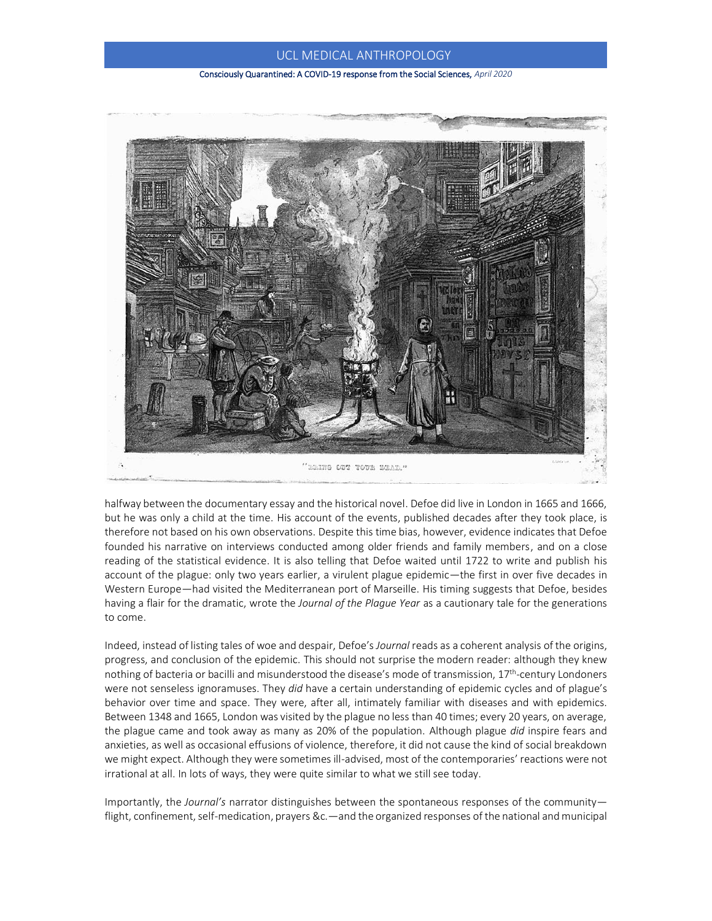"BRING OUT YOUR DEAD."

halfway between the documentary essay and the historical novel. Defoe did live in London in 1665 and 1666, but he was only a child at the time. His account of the events, published decades after they took place, is therefore not based on his own observations. Despite this time bias, however, evidence indicates that Defoe founded his narrative on interviews conducted among older friends and family members, and on a close reading of the statistical evidence. It is also telling that Defoe waited until 1722 to write and publish his account of the plague: only two years earlier, a virulent plague epidemic—the first in over five decades in Western Europe—had visited the Mediterranean port of Marseille. His timing suggests that Defoe, besides having a flair for the dramatic, wrote the *Journal of the Plague Year* as a cautionary tale for the generations to come.

Indeed, instead of listing tales of woe and despair, Defoe's *Journal* reads as a coherent analysis of the origins, progress, and conclusion of the epidemic. This should not surprise the modern reader: although they knew nothing of bacteria or bacilli and misunderstood the disease's mode of transmission, 17th-century Londoners were not senseless ignoramuses. They *did* have a certain understanding of epidemic cycles and of plague's behavior over time and space. They were, after all, intimately familiar with diseases and with epidemics. Between 1348 and 1665, London was visited by the plague no less than 40 times; every 20 years, on average, the plague came and took away as many as 20% of the population. Although plague *did* inspire fears and anxieties, as well as occasional effusions of violence, therefore, it did not cause the kind of social breakdown we might expect. Although they were sometimes ill-advised, most of the contemporaries' reactions were not irrational at all. In lots of ways, they were quite similar to what we still see today.

Importantly, the *Journal's* narrator distinguishes between the spontaneous responses of the community—flight, confinement, self-medication, prayers &c.—and the organized responses of the national and municipal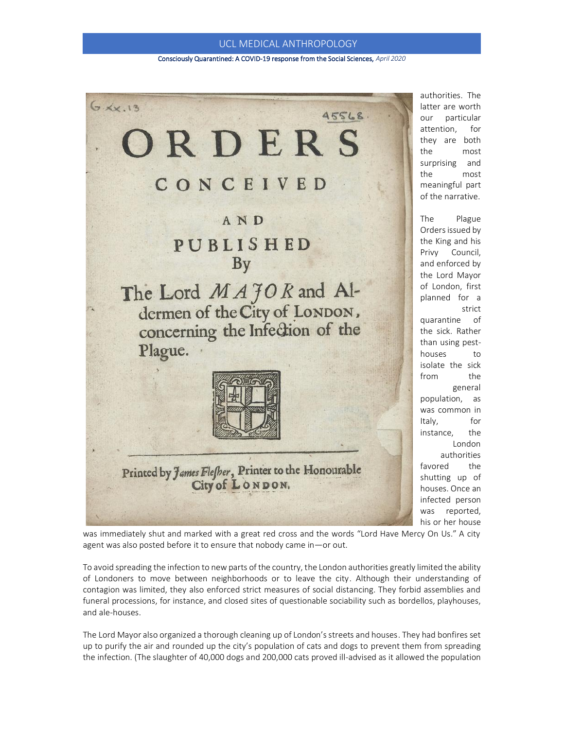authorities. The latter are worth our particular attention, for they are both the most surprising and the most meaningful part of the narrative.

The Plague Orders issued by the King and his Privy Council, and enforced by the Lord Mayor of London, first planned for a strict quarantine of the sick. Rather than using pest-houses to isolate the sick from the general population, as was common in Italy, for instance, the London authorities favored the shutting up of houses. Once an infected person was reported, his or her house was immediately shut and marked with a great red cross and the words "Lord Have Mercy On Us." A city agent was also posted before it to ensure that nobody came in—or out.

To avoid spreading the infection to new parts of the country, the London authorities greatly limited the ability of Londoners to move between neighborhoods or to leave the city. Although their understanding of contagion was limited, they also enforced strict measures of social distancing. They forbid assemblies and funeral processions, for instance, and closed sites of questionable sociability such as bordellos, playhouses, and ale-houses.

The Lord Mayor also organized a thorough cleaning up of London's streets and houses. They had bonfires set up to purify the air and rounded up the city's population of cats and dogs to prevent them from spreading the infection. (The slaughter of 40,000 dogs and 200,000 cats proved ill-advised as it allowed the population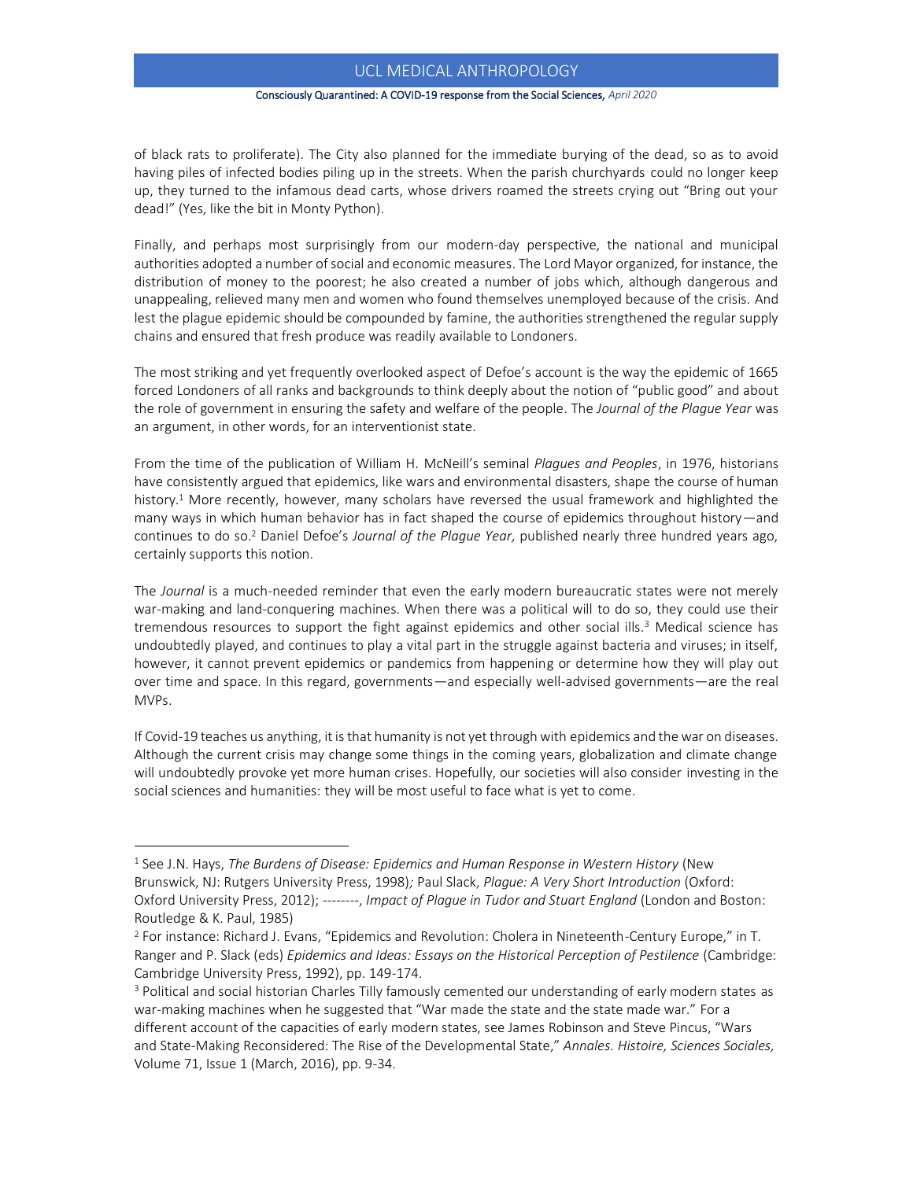of black rats to proliferate). The City also planned for the immediate burying of the dead, so as to avoid having piles of infected bodies piling up in the streets. When the parish churchyards could no longer keep up, they turned to the infamous dead carts, whose drivers roamed the streets crying out "Bring out your dead!" (Yes, like the bit in Monty Python).

Finally, and perhaps most surprisingly from our modern-day perspective, the national and municipal authorities adopted a number of social and economic measures. The Lord Mayor organized, for instance, the distribution of money to the poorest; he also created a number of jobs which, although dangerous and unappealing, relieved many men and women who found themselves unemployed because of the crisis. And lest the plague epidemic should be compounded by famine, the authorities strengthened the regular supply chains and ensured that fresh produce was readily available to Londoners.

The most striking and yet frequently overlooked aspect of Defoe's account is the way the epidemic of 1665 forced Londoners of all ranks and backgrounds to think deeply about the notion of "public good" and about the role of government in ensuring the safety and welfare of the people. The *Journal of the Plague Year* was an argument, in other words, for an interventionist state.

From the time of the publication of William H. McNeill's seminal *Plagues and Peoples*, in 1976, historians have consistently argued that epidemics, like wars and environmental disasters, shape the course of human history.[1] More recently, however, many scholars have reversed the usual framework and highlighted the many ways in which human behavior has in fact shaped the course of epidemics throughout history—and continues to do so.[2] Daniel Defoe's *Journal of the Plague Year,* published nearly three hundred years ago, certainly supports this notion.

The *Journal* is a much-needed reminder that even the early modern bureaucratic states were not merely war-making and land-conquering machines. When there was a political will to do so, they could use their tremendous resources to support the fight against epidemics and other social ills.[3] Medical science has undoubtedly played, and continues to play a vital part in the struggle against bacteria and viruses; in itself, however, it cannot prevent epidemics or pandemics from happening or determine how they will play out over time and space. In this regard, governments—and especially well-advised governments—are the real MVPs.

If Covid-19 teaches us anything, it is that humanity is not yet through with epidemics and the war on diseases. Although the current crisis may change some things in the coming years, globalization and climate change will undoubtedly provoke yet more human crises. Hopefully, our societies will also consider investing in the social sciences and humanities: they will be most useful to face what is yet to come.

---

[1] See J.N. Hays, *The Burdens of Disease: Epidemics and Human Response in Western History* (New Brunswick, NJ: Rutgers University Press, 1998)*;* Paul Slack, *Plague: A Very Short Introduction* (Oxford: Oxford University Press, 2012); --------, *Impact of Plague in Tudor and Stuart England* (London and Boston: Routledge & K. Paul, 1985)

[2] For instance: Richard J. Evans, "Epidemics and Revolution: Cholera in Nineteenth-Century Europe," in T. Ranger and P. Slack (eds) *Epidemics and Ideas: Essays on the Historical Perception of Pestilence* (Cambridge: Cambridge University Press, 1992), pp. 149-174.

[3] Political and social historian Charles Tilly famously cemented our understanding of early modern states as war-making machines when he suggested that "War made the state and the state made war." For a different account of the capacities of early modern states, see James Robinson and Steve Pincus, "Wars and State-Making Reconsidered: The Rise of the Developmental State," *Annales. Histoire, Sciences Sociales,* Volume 71, Issue 1 (March, 2016), pp. 9-34.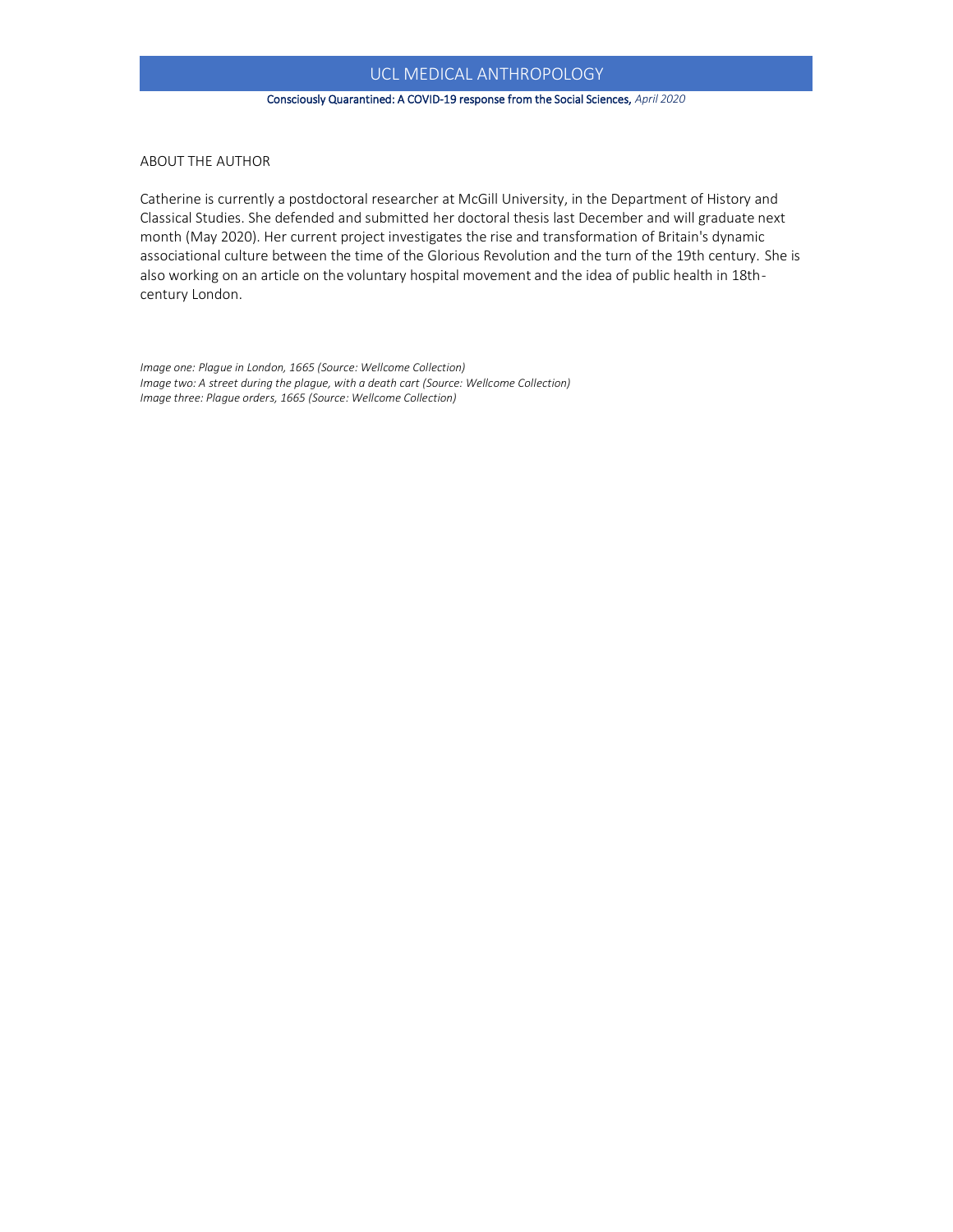## ABOUT THE AUTHOR

Catherine is currently a postdoctoral researcher at McGill University, in the Department of History and Classical Studies. She defended and submitted her doctoral thesis last December and will graduate next month (May 2020). Her current project investigates the rise and transformation of Britain's dynamic associational culture between the time of the Glorious Revolution and the turn of the 19th century. She is also working on an article on the voluntary hospital movement and the idea of public health in 18th-century London.

*Image one: Plague in London, 1665 (Source: Wellcome Collection)*
*Image two: A street during the plague, with a death cart (Source: Wellcome Collection)*
*Image three: Plague orders, 1665 (Source: Wellcome Collection)*